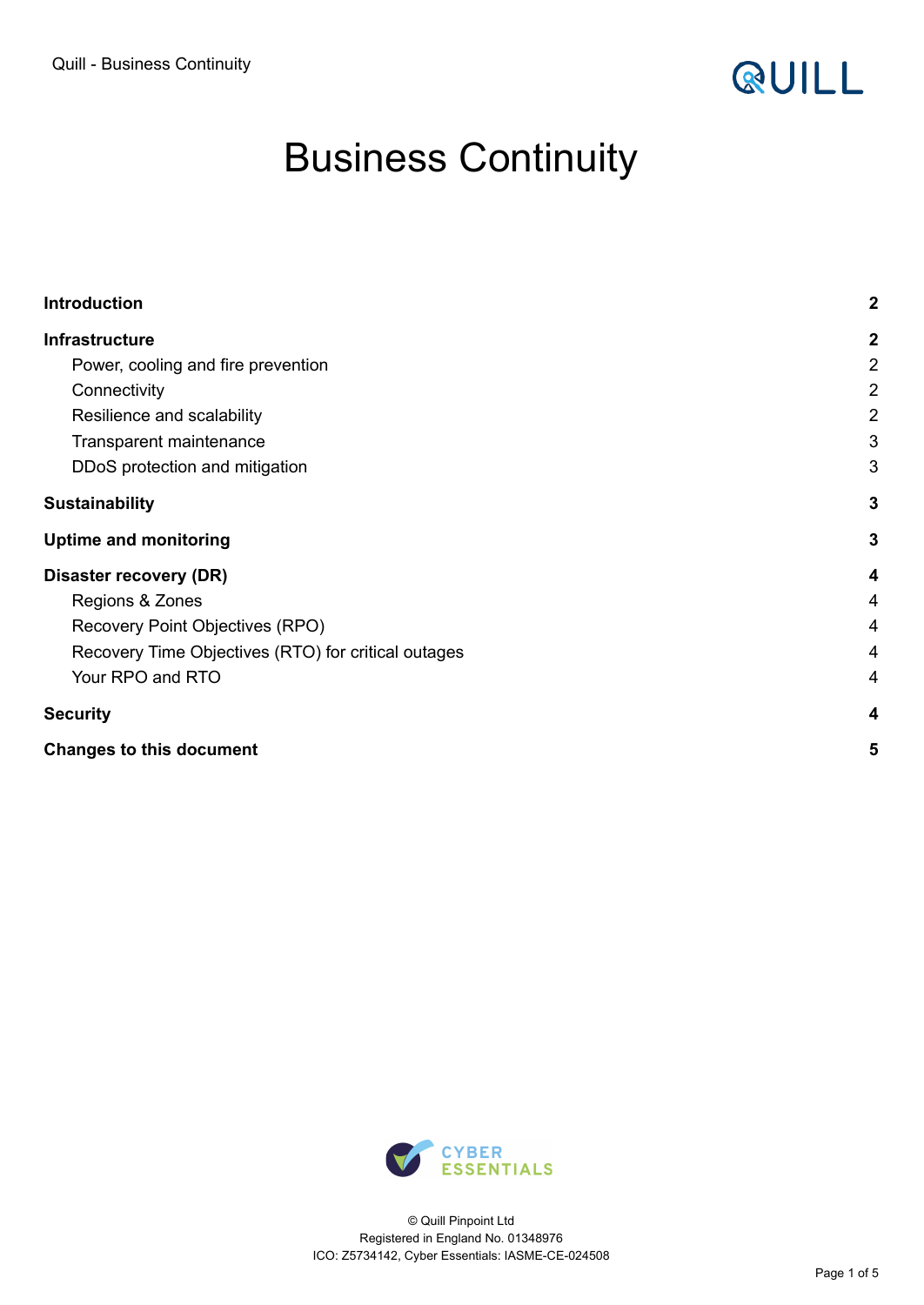# Business Continuity

| | |
|---|---|
| **Introduction** | **2** |
| **Infrastructure** | **2** |
| Power, cooling and fire prevention | 2 |
| Connectivity | 2 |
| Resilience and scalability | 2 |
| Transparent maintenance | 3 |
| DDoS protection and mitigation | 3 |
| **Sustainability** | **3** |
| **Uptime and monitoring** | **3** |
| **Disaster recovery (DR)** | **4** |
| Regions & Zones | 4 |
| Recovery Point Objectives (RPO) | 4 |
| Recovery Time Objectives (RTO) for critical outages | 4 |
| Your RPO and RTO | 4 |
| **Security** | **4** |
| **Changes to this document** | **5** |

© Quill Pinpoint Ltd
Registered in England No. 01348976
ICO: Z5734142, Cyber Essentials: IASME-CE-024508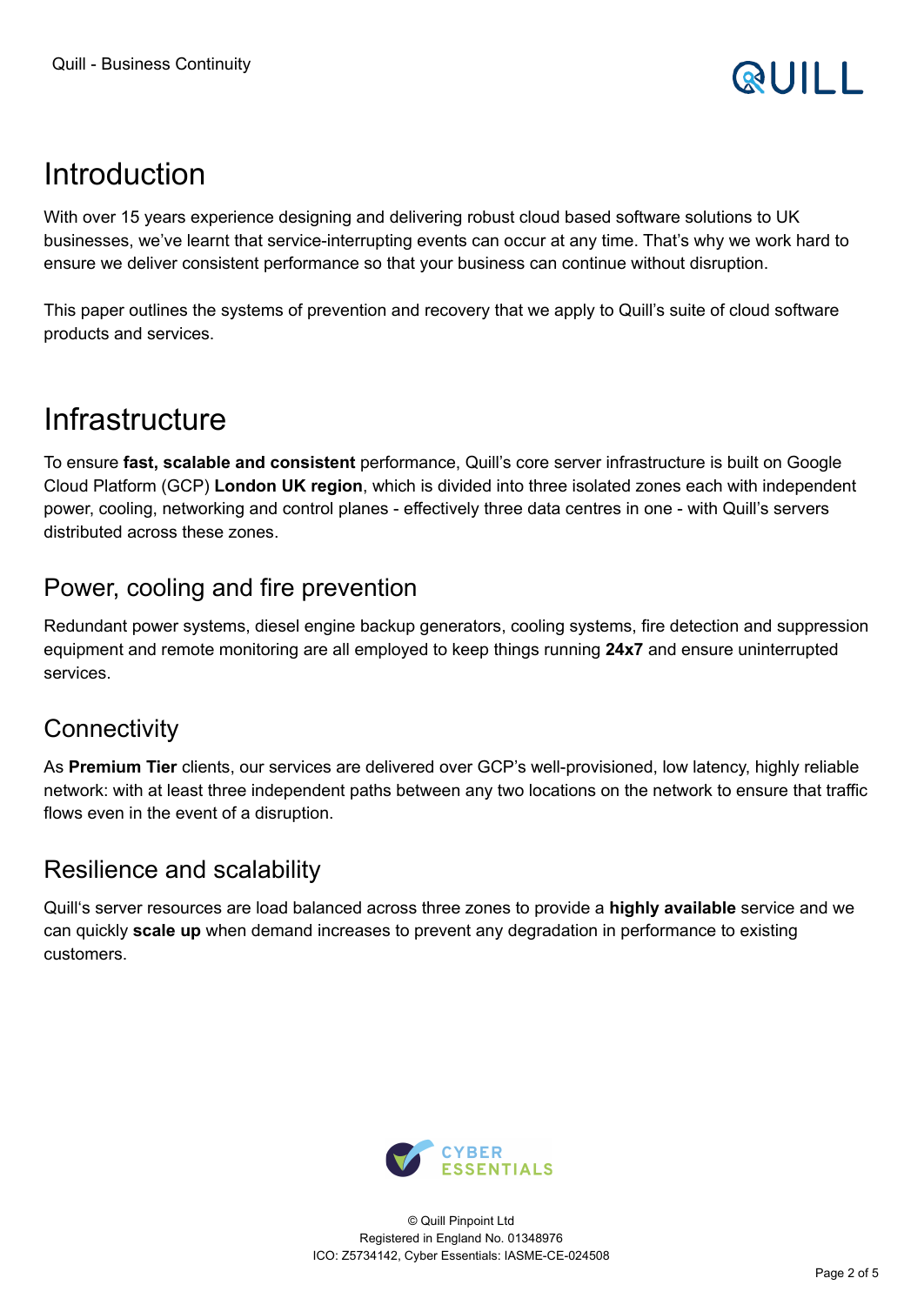# Introduction

With over 15 years experience designing and delivering robust cloud based software solutions to UK businesses, we've learnt that service-interrupting events can occur at any time. That's why we work hard to ensure we deliver consistent performance so that your business can continue without disruption.

This paper outlines the systems of prevention and recovery that we apply to Quill's suite of cloud software products and services.

# Infrastructure

To ensure **fast, scalable and consistent** performance, Quill's core server infrastructure is built on Google Cloud Platform (GCP) **London UK region**, which is divided into three isolated zones each with independent power, cooling, networking and control planes - effectively three data centres in one - with Quill's servers distributed across these zones.

## Power, cooling and fire prevention

Redundant power systems, diesel engine backup generators, cooling systems, fire detection and suppression equipment and remote monitoring are all employed to keep things running **24x7** and ensure uninterrupted services.

## Connectivity

As **Premium Tier** clients, our services are delivered over GCP's well-provisioned, low latency, highly reliable network: with at least three independent paths between any two locations on the network to ensure that traffic flows even in the event of a disruption.

## Resilience and scalability

Quill's server resources are load balanced across three zones to provide a **highly available** service and we can quickly **scale up** when demand increases to prevent any degradation in performance to existing customers.

© Quill Pinpoint Ltd
Registered in England No. 01348976
ICO: Z5734142, Cyber Essentials: IASME-CE-024508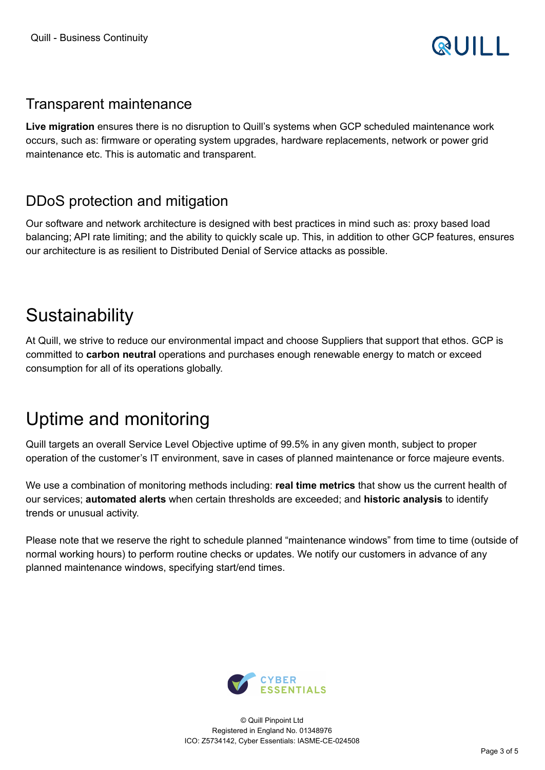## Transparent maintenance

**Live migration** ensures there is no disruption to Quill's systems when GCP scheduled maintenance work occurs, such as: firmware or operating system upgrades, hardware replacements, network or power grid maintenance etc. This is automatic and transparent.

## DDoS protection and mitigation

Our software and network architecture is designed with best practices in mind such as: proxy based load balancing; API rate limiting; and the ability to quickly scale up. This, in addition to other GCP features, ensures our architecture is as resilient to Distributed Denial of Service attacks as possible.

# Sustainability

At Quill, we strive to reduce our environmental impact and choose Suppliers that support that ethos. GCP is committed to **carbon neutral** operations and purchases enough renewable energy to match or exceed consumption for all of its operations globally.

# Uptime and monitoring

Quill targets an overall Service Level Objective uptime of 99.5% in any given month, subject to proper operation of the customer's IT environment, save in cases of planned maintenance or force majeure events.

We use a combination of monitoring methods including: **real time metrics** that show us the current health of our services; **automated alerts** when certain thresholds are exceeded; and **historic analysis** to identify trends or unusual activity.

Please note that we reserve the right to schedule planned "maintenance windows" from time to time (outside of normal working hours) to perform routine checks or updates. We notify our customers in advance of any planned maintenance windows, specifying start/end times.

© Quill Pinpoint Ltd
Registered in England No. 01348976
ICO: Z5734142, Cyber Essentials: IASME-CE-024508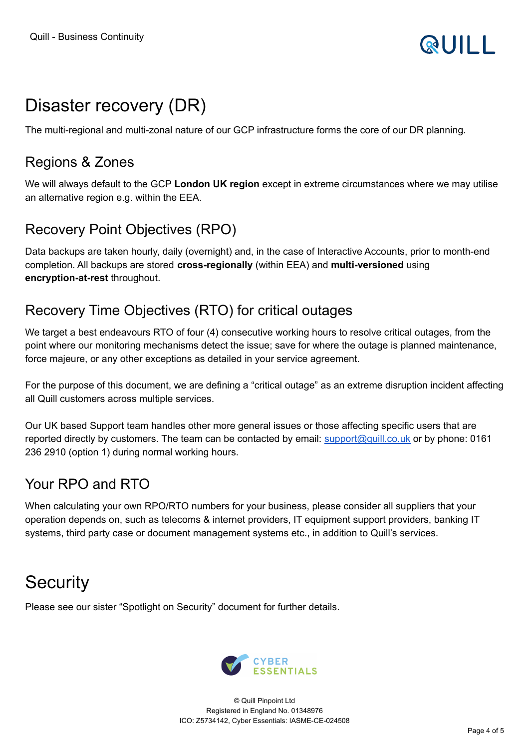# Disaster recovery (DR)

The multi-regional and multi-zonal nature of our GCP infrastructure forms the core of our DR planning.

## Regions & Zones

We will always default to the GCP **London UK region** except in extreme circumstances where we may utilise an alternative region e.g. within the EEA.

## Recovery Point Objectives (RPO)

Data backups are taken hourly, daily (overnight) and, in the case of Interactive Accounts, prior to month-end completion. All backups are stored **cross-regionally** (within EEA) and **multi-versioned** using **encryption-at-rest** throughout.

## Recovery Time Objectives (RTO) for critical outages

We target a best endeavours RTO of four (4) consecutive working hours to resolve critical outages, from the point where our monitoring mechanisms detect the issue; save for where the outage is planned maintenance, force majeure, or any other exceptions as detailed in your service agreement.

For the purpose of this document, we are defining a "critical outage" as an extreme disruption incident affecting all Quill customers across multiple services.

Our UK based Support team handles other more general issues or those affecting specific users that are reported directly by customers. The team can be contacted by email: [support@quill.co.uk](mailto:support@quill.co.uk) or by phone: 0161 236 2910 (option 1) during normal working hours.

## Your RPO and RTO

When calculating your own RPO/RTO numbers for your business, please consider all suppliers that your operation depends on, such as telecoms & internet providers, IT equipment support providers, banking IT systems, third party case or document management systems etc., in addition to Quill's services.

# Security

Please see our sister "Spotlight on Security" document for further details.

© Quill Pinpoint Ltd
Registered in England No. 01348976
ICO: Z5734142, Cyber Essentials: IASME-CE-024508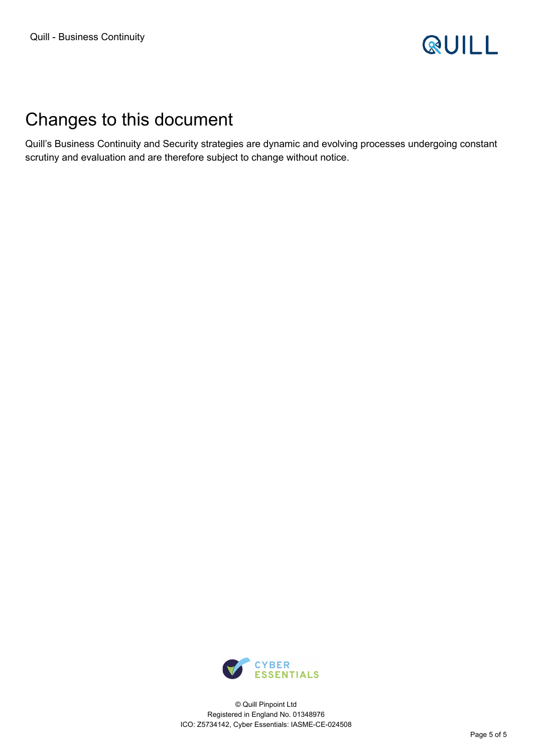# Changes to this document

Quill's Business Continuity and Security strategies are dynamic and evolving processes undergoing constant scrutiny and evaluation and are therefore subject to change without notice.

© Quill Pinpoint Ltd
Registered in England No. 01348976
ICO: Z5734142, Cyber Essentials: IASME-CE-024508